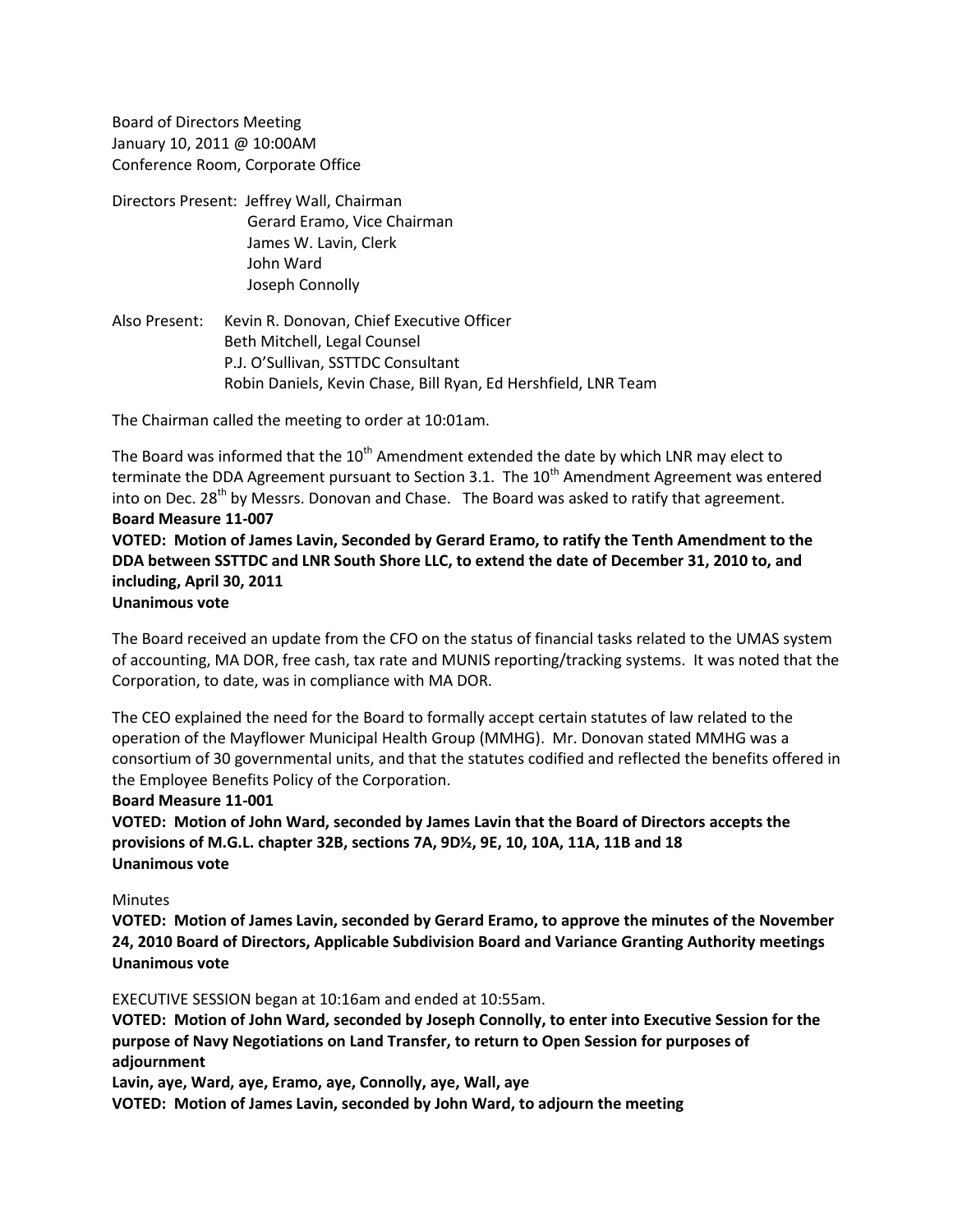Board of Directors Meeting
January 10, 2011 @ 10:00AM
Conference Room, Corporate Office

Directors Present: Jeffrey Wall, Chairman
Gerard Eramo, Vice Chairman
James W. Lavin, Clerk
John Ward
Joseph Connolly

Also Present: Kevin R. Donovan, Chief Executive Officer
Beth Mitchell, Legal Counsel
P.J. O'Sullivan, SSTTDC Consultant
Robin Daniels, Kevin Chase, Bill Ryan, Ed Hershfield, LNR Team

The Chairman called the meeting to order at 10:01am.

The Board was informed that the 10th Amendment extended the date by which LNR may elect to terminate the DDA Agreement pursuant to Section 3.1. The 10th Amendment Agreement was entered into on Dec. 28th by Messrs. Donovan and Chase. The Board was asked to ratify that agreement.

**Board Measure 11-007**

**VOTED: Motion of James Lavin, Seconded by Gerard Eramo, to ratify the Tenth Amendment to the DDA between SSTTDC and LNR South Shore LLC, to extend the date of December 31, 2010 to, and including, April 30, 2011**

**Unanimous vote**

The Board received an update from the CFO on the status of financial tasks related to the UMAS system of accounting, MA DOR, free cash, tax rate and MUNIS reporting/tracking systems. It was noted that the Corporation, to date, was in compliance with MA DOR.

The CEO explained the need for the Board to formally accept certain statutes of law related to the operation of the Mayflower Municipal Health Group (MMHG). Mr. Donovan stated MMHG was a consortium of 30 governmental units, and that the statutes codified and reflected the benefits offered in the Employee Benefits Policy of the Corporation.

**Board Measure 11-001**

**VOTED: Motion of John Ward, seconded by James Lavin that the Board of Directors accepts the provisions of M.G.L. chapter 32B, sections 7A, 9D½, 9E, 10, 10A, 11A, 11B and 18**

**Unanimous vote**

Minutes

**VOTED: Motion of James Lavin, seconded by Gerard Eramo, to approve the minutes of the November 24, 2010 Board of Directors, Applicable Subdivision Board and Variance Granting Authority meetings**

**Unanimous vote**

EXECUTIVE SESSION began at 10:16am and ended at 10:55am.

**VOTED: Motion of John Ward, seconded by Joseph Connolly, to enter into Executive Session for the purpose of Navy Negotiations on Land Transfer, to return to Open Session for purposes of adjournment**

**Lavin, aye, Ward, aye, Eramo, aye, Connolly, aye, Wall, aye**

**VOTED: Motion of James Lavin, seconded by John Ward, to adjourn the meeting**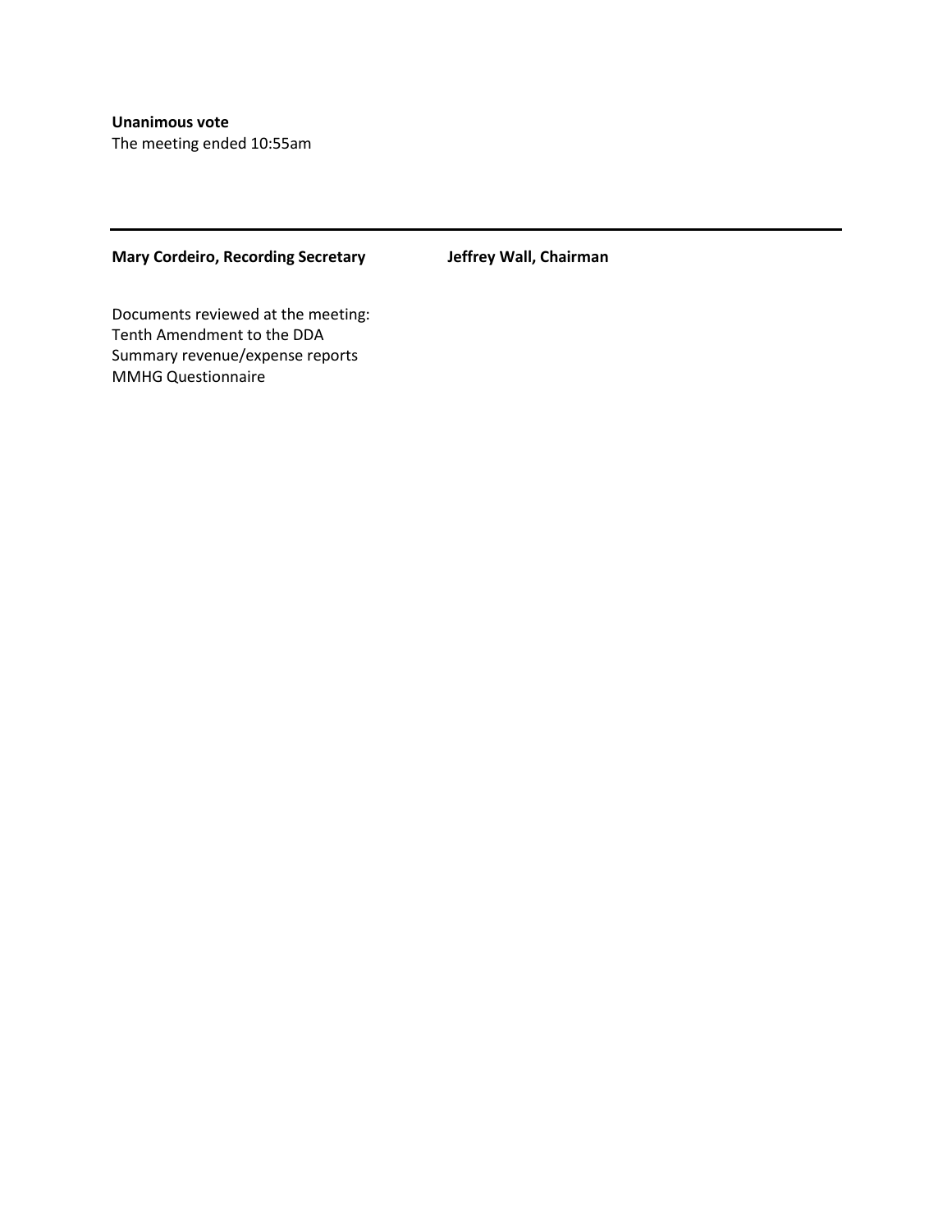**Unanimous vote**

The meeting ended 10:55am

---

**Mary Cordeiro, Recording Secretary** **Jeffrey Wall, Chairman**

Documents reviewed at the meeting:
Tenth Amendment to the DDA
Summary revenue/expense reports
MMHG Questionnaire